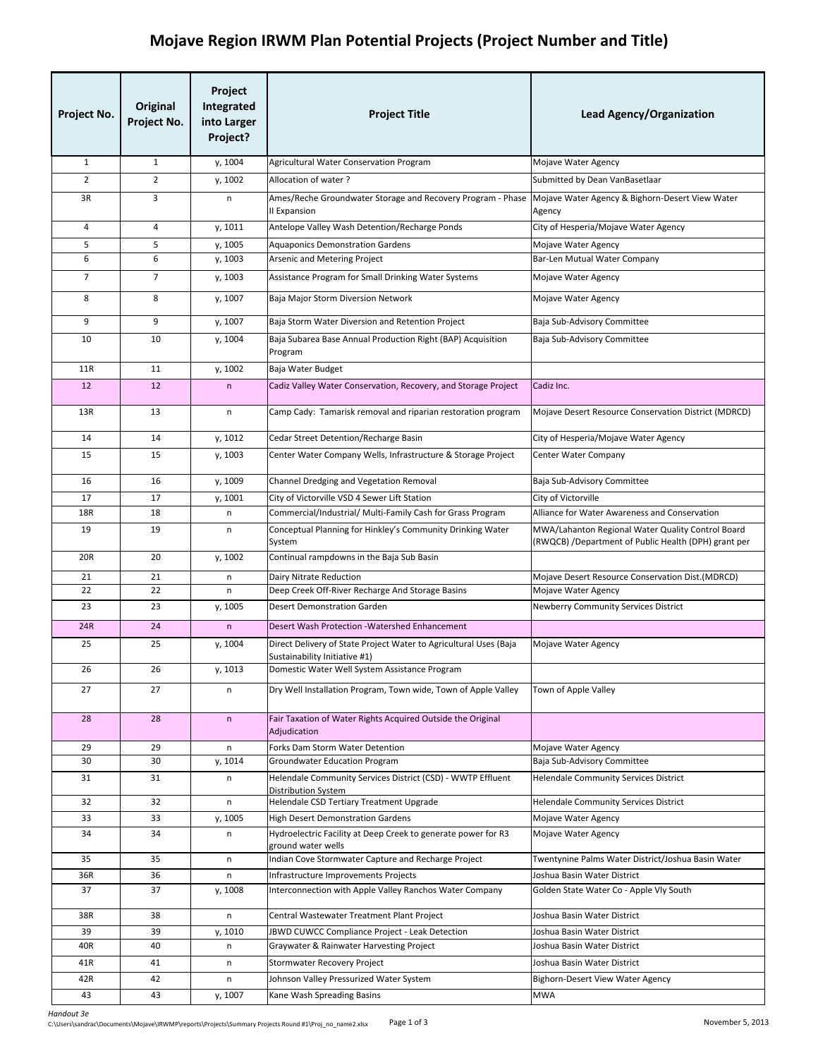# Mojave Region IRWM Plan Potential Projects (Project Number and Title)

| Project No. | Original Project No. | Project Integrated into Larger Project? | Project Title | Lead Agency/Organization |
|---|---|---|---|---|
| 1 | 1 | y, 1004 | Agricultural Water Conservation Program | Mojave Water Agency |
| 2 | 2 | y, 1002 | Allocation of water ? | Submitted by Dean VanBasetlaar |
| 3R | 3 | n | Ames/Reche Groundwater Storage and Recovery Program - Phase II Expansion | Mojave Water Agency & Bighorn-Desert View Water Agency |
| 4 | 4 | y, 1011 | Antelope Valley Wash Detention/Recharge Ponds | City of Hesperia/Mojave Water Agency |
| 5 | 5 | y, 1005 | Aquaponics Demonstration Gardens | Mojave Water Agency |
| 6 | 6 | y, 1003 | Arsenic and Metering Project | Bar-Len Mutual Water Company |
| 7 | 7 | y, 1003 | Assistance Program for Small Drinking Water Systems | Mojave Water Agency |
| 8 | 8 | y, 1007 | Baja Major Storm Diversion Network | Mojave Water Agency |
| 9 | 9 | y, 1007 | Baja Storm Water Diversion and Retention Project | Baja Sub-Advisory Committee |
| 10 | 10 | y, 1004 | Baja Subarea Base Annual Production Right (BAP) Acquisition Program | Baja Sub-Advisory Committee |
| 11R | 11 | y, 1002 | Baja Water Budget | |
| 12 | 12 | n | Cadiz Valley Water Conservation, Recovery, and Storage Project | Cadiz Inc. |
| 13R | 13 | n | Camp Cady: Tamarisk removal and riparian restoration program | Mojave Desert Resource Conservation District (MDRCD) |
| 14 | 14 | y, 1012 | Cedar Street Detention/Recharge Basin | City of Hesperia/Mojave Water Agency |
| 15 | 15 | y, 1003 | Center Water Company Wells, Infrastructure & Storage Project | Center Water Company |
| 16 | 16 | y, 1009 | Channel Dredging and Vegetation Removal | Baja Sub-Advisory Committee |
| 17 | 17 | y, 1001 | City of Victorville VSD 4 Sewer Lift Station | City of Victorville |
| 18R | 18 | n | Commercial/Industrial/ Multi-Family Cash for Grass Program | Alliance for Water Awareness and Conservation |
| 19 | 19 | n | Conceptual Planning for Hinkley's Community Drinking Water System | MWA/Lahanton Regional Water Quality Control Board (RWQCB) /Department of Public Health (DPH) grant per |
| 20R | 20 | y, 1002 | Continual rampdowns in the Baja Sub Basin | |
| 21 | 21 | n | Dairy Nitrate Reduction | Mojave Desert Resource Conservation Dist.(MDRCD) |
| 22 | 22 | n | Deep Creek Off-River Recharge And Storage Basins | Mojave Water Agency |
| 23 | 23 | y, 1005 | Desert Demonstration Garden | Newberry Community Services District |
| 24R | 24 | n | Desert Wash Protection -Watershed Enhancement | |
| 25 | 25 | y, 1004 | Direct Delivery of State Project Water to Agricultural Uses (Baja Sustainability Initiative #1) | Mojave Water Agency |
| 26 | 26 | y, 1013 | Domestic Water Well System Assistance Program | |
| 27 | 27 | n | Dry Well Installation Program, Town wide, Town of Apple Valley | Town of Apple Valley |
| 28 | 28 | n | Fair Taxation of Water Rights Acquired Outside the Original Adjudication | |
| 29 | 29 | n | Forks Dam Storm Water Detention | Mojave Water Agency |
| 30 | 30 | y, 1014 | Groundwater Education Program | Baja Sub-Advisory Committee |
| 31 | 31 | n | Helendale Community Services District (CSD) - WWTP Effluent Distribution System | Helendale Community Services District |
| 32 | 32 | n | Helendale CSD Tertiary Treatment Upgrade | Helendale Community Services District |
| 33 | 33 | y, 1005 | High Desert Demonstration Gardens | Mojave Water Agency |
| 34 | 34 | n | Hydroelectric Facility at Deep Creek to generate power for R3 ground water wells | Mojave Water Agency |
| 35 | 35 | n | Indian Cove Stormwater Capture and Recharge Project | Twentynine Palms Water District/Joshua Basin Water |
| 36R | 36 | n | Infrastructure Improvements Projects | Joshua Basin Water District |
| 37 | 37 | y, 1008 | Interconnection with Apple Valley Ranchos Water Company | Golden State Water Co - Apple Vly South |
| 38R | 38 | n | Central Wastewater Treatment Plant Project | Joshua Basin Water District |
| 39 | 39 | y, 1010 | JBWD CUWCC Compliance Project - Leak Detection | Joshua Basin Water District |
| 40R | 40 | n | Graywater & Rainwater Harvesting Project | Joshua Basin Water District |
| 41R | 41 | n | Stormwater Recovery Project | Joshua Basin Water District |
| 42R | 42 | n | Johnson Valley Pressurized Water System | Bighorn-Desert View Water Agency |
| 43 | 43 | y, 1007 | Kane Wash Spreading Basins | MWA |

*Handout 3e*

C:\Users\sandrac\Documents\Mojave\IRWMP\reports\Projects\Summary Projects Round #1\Proj_no_name2.xlsx

November 5, 2013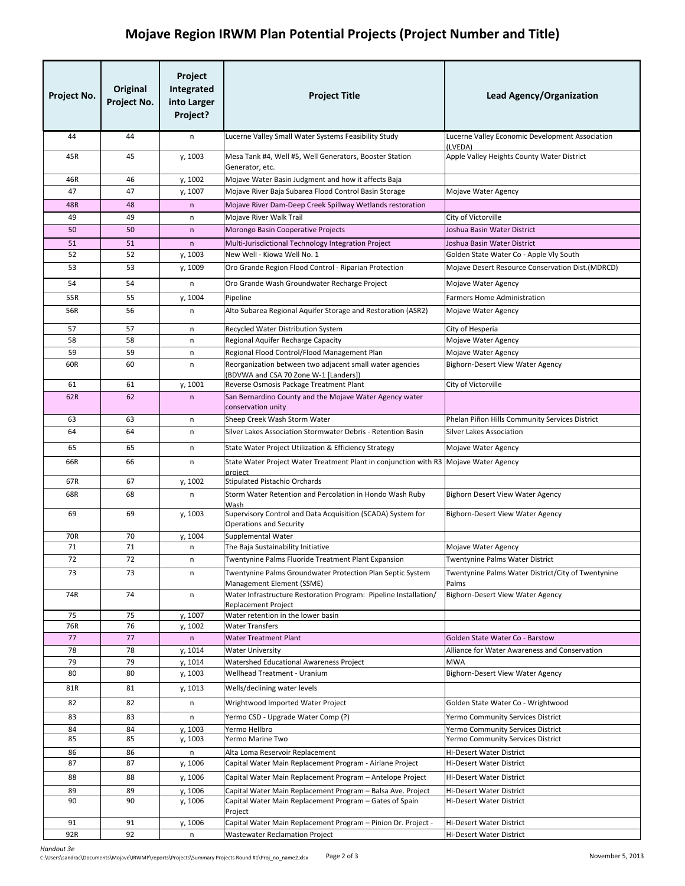# Mojave Region IRWM Plan Potential Projects (Project Number and Title)

| Project No. | Original Project No. | Project Integrated into Larger Project? | Project Title | Lead Agency/Organization |
|---|---|---|---|---|
| 44 | 44 | n | Lucerne Valley Small Water Systems Feasibility Study | Lucerne Valley Economic Development Association (LVEDA) |
| 45R | 45 | y, 1003 | Mesa Tank #4, Well #5, Well Generators, Booster Station Generator, etc. | Apple Valley Heights County Water District |
| 46R | 46 | y, 1002 | Mojave Water Basin Judgment and how it affects Baja | |
| 47 | 47 | y, 1007 | Mojave River Baja Subarea Flood Control Basin Storage | Mojave Water Agency |
| 48R | 48 | n | Mojave River Dam-Deep Creek Spillway Wetlands restoration | |
| 49 | 49 | n | Mojave River Walk Trail | City of Victorville |
| 50 | 50 | n | Morongo Basin Cooperative Projects | Joshua Basin Water District |
| 51 | 51 | n | Multi-Jurisdictional Technology Integration Project | Joshua Basin Water District |
| 52 | 52 | y, 1003 | New Well - Kiowa Well No. 1 | Golden State Water Co - Apple Vly South |
| 53 | 53 | y, 1009 | Oro Grande Region Flood Control - Riparian Protection | Mojave Desert Resource Conservation Dist.(MDRCD) |
| 54 | 54 | n | Oro Grande Wash Groundwater Recharge Project | Mojave Water Agency |
| 55R | 55 | y, 1004 | Pipeline | Farmers Home Administration |
| 56R | 56 | n | Alto Subarea Regional Aquifer Storage and Restoration (ASR2) | Mojave Water Agency |
| 57 | 57 | n | Recycled Water Distribution System | City of Hesperia |
| 58 | 58 | n | Regional Aquifer Recharge Capacity | Mojave Water Agency |
| 59 | 59 | n | Regional Flood Control/Flood Management Plan | Mojave Water Agency |
| 60R | 60 | n | Reorganization between two adjacent small water agencies (BDVWA and CSA 70 Zone W-1 [Landers]) | Bighorn-Desert View Water Agency |
| 61 | 61 | y, 1001 | Reverse Osmosis Package Treatment Plant | City of Victorville |
| 62R | 62 | n | San Bernardino County and the Mojave Water Agency water conservation unity | |
| 63 | 63 | n | Sheep Creek Wash Storm Water | Phelan Piñon Hills Community Services District |
| 64 | 64 | n | Silver Lakes Association Stormwater Debris - Retention Basin | Silver Lakes Association |
| 65 | 65 | n | State Water Project Utilization & Efficiency Strategy | Mojave Water Agency |
| 66R | 66 | n | State Water Project Water Treatment Plant in conjunction with R3 project | Mojave Water Agency |
| 67R | 67 | y, 1002 | Stipulated Pistachio Orchards | |
| 68R | 68 | n | Storm Water Retention and Percolation in Hondo Wash Ruby Wash | Bighorn Desert View Water Agency |
| 69 | 69 | y, 1003 | Supervisory Control and Data Acquisition (SCADA) System for Operations and Security | Bighorn-Desert View Water Agency |
| 70R | 70 | y, 1004 | Supplemental Water | |
| 71 | 71 | n | The Baja Sustainability Initiative | Mojave Water Agency |
| 72 | 72 | n | Twentynine Palms Fluoride Treatment Plant Expansion | Twentynine Palms Water District |
| 73 | 73 | n | Twentynine Palms Groundwater Protection Plan Septic System Management Element (SSME) | Twentynine Palms Water District/City of Twentynine Palms |
| 74R | 74 | n | Water Infrastructure Restoration Program: Pipeline Installation/ Replacement Project | Bighorn-Desert View Water Agency |
| 75 | 75 | y, 1007 | Water retention in the lower basin | |
| 76R | 76 | y, 1002 | Water Transfers | |
| 77 | 77 | n | Water Treatment Plant | Golden State Water Co - Barstow |
| 78 | 78 | y, 1014 | Water University | Alliance for Water Awareness and Conservation |
| 79 | 79 | y, 1014 | Watershed Educational Awareness Project | MWA |
| 80 | 80 | y, 1003 | Wellhead Treatment - Uranium | Bighorn-Desert View Water Agency |
| 81R | 81 | y, 1013 | Wells/declining water levels | |
| 82 | 82 | n | Wrightwood Imported Water Project | Golden State Water Co - Wrightwood |
| 83 | 83 | n | Yermo CSD - Upgrade Water Comp (?) | Yermo Community Services District |
| 84 | 84 | y, 1003 | Yermo Hellbro | Yermo Community Services District |
| 85 | 85 | y, 1003 | Yermo Marine Two | Yermo Community Services District |
| 86 | 86 | n | Alta Loma Reservoir Replacement | Hi-Desert Water District |
| 87 | 87 | y, 1006 | Capital Water Main Replacement Program - Airlane Project | Hi-Desert Water District |
| 88 | 88 | y, 1006 | Capital Water Main Replacement Program – Antelope Project | Hi-Desert Water District |
| 89 | 89 | y, 1006 | Capital Water Main Replacement Program – Balsa Ave. Project | Hi-Desert Water District |
| 90 | 90 | y, 1006 | Capital Water Main Replacement Program – Gates of Spain Project | Hi-Desert Water District |
| 91 | 91 | y, 1006 | Capital Water Main Replacement Program – Pinion Dr. Project - | Hi-Desert Water District |
| 92R | 92 | n | Wastewater Reclamation Project | Hi-Desert Water District |

*Handout 3e*
C:\Users\sandrac\Documents\Mojave\IRWMP\reports\Projects\Summary Projects Round #1\Proj_no_name2.xlsx

November 5, 2013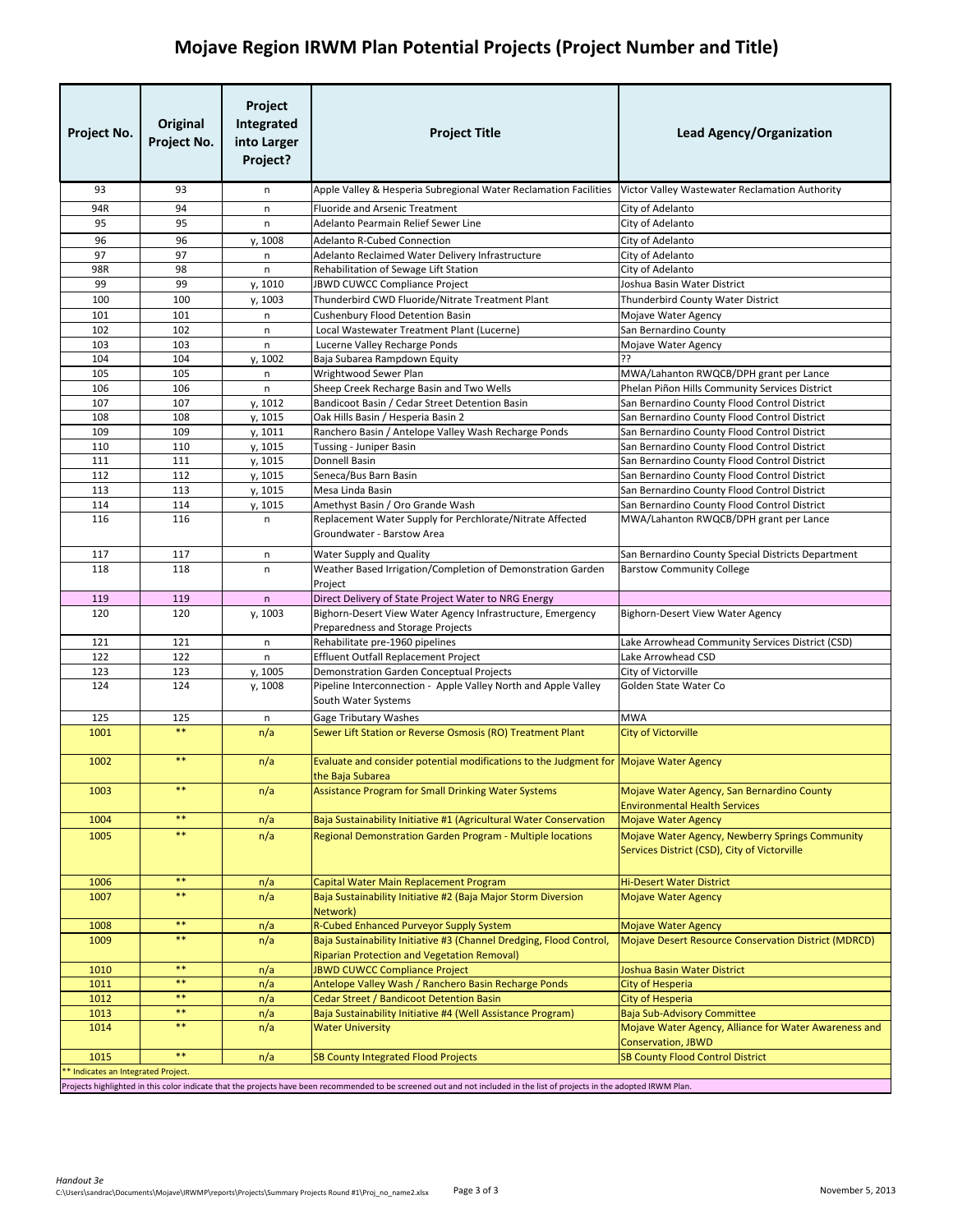# Mojave Region IRWM Plan Potential Projects (Project Number and Title)

| Project No. | Original Project No. | Project Integrated into Larger Project? | Project Title | Lead Agency/Organization |
|---|---|---|---|---|
| 93 | 93 | n | Apple Valley & Hesperia Subregional Water Reclamation Facilities | Victor Valley Wastewater Reclamation Authority |
| 94R | 94 | n | Fluoride and Arsenic Treatment | City of Adelanto |
| 95 | 95 | n | Adelanto Pearmain Relief Sewer Line | City of Adelanto |
| 96 | 96 | y, 1008 | Adelanto R-Cubed Connection | City of Adelanto |
| 97 | 97 | n | Adelanto Reclaimed Water Delivery Infrastructure | City of Adelanto |
| 98R | 98 | n | Rehabilitation of Sewage Lift Station | City of Adelanto |
| 99 | 99 | y, 1010 | JBWD CUWCC Compliance Project | Joshua Basin Water District |
| 100 | 100 | y, 1003 | Thunderbird CWD Fluoride/Nitrate Treatment Plant | Thunderbird County Water District |
| 101 | 101 | n | Cushenbury Flood Detention Basin | Mojave Water Agency |
| 102 | 102 | n | Local Wastewater Treatment Plant (Lucerne) | San Bernardino County |
| 103 | 103 | n | Lucerne Valley Recharge Ponds | Mojave Water Agency |
| 104 | 104 | y, 1002 | Baja Subarea Rampdown Equity | ?? |
| 105 | 105 | n | Wrightwood Sewer Plan | MWA/Lahanton RWQCB/DPH grant per Lance |
| 106 | 106 | n | Sheep Creek Recharge Basin and Two Wells | Phelan Piñon Hills Community Services District |
| 107 | 107 | y, 1012 | Bandicoot Basin / Cedar Street Detention Basin | San Bernardino County Flood Control District |
| 108 | 108 | y, 1015 | Oak Hills Basin / Hesperia Basin 2 | San Bernardino County Flood Control District |
| 109 | 109 | y, 1011 | Ranchero Basin / Antelope Valley Wash Recharge Ponds | San Bernardino County Flood Control District |
| 110 | 110 | y, 1015 | Tussing - Juniper Basin | San Bernardino County Flood Control District |
| 111 | 111 | y, 1015 | Donnell Basin | San Bernardino County Flood Control District |
| 112 | 112 | y, 1015 | Seneca/Bus Barn Basin | San Bernardino County Flood Control District |
| 113 | 113 | y, 1015 | Mesa Linda Basin | San Bernardino County Flood Control District |
| 114 | 114 | y, 1015 | Amethyst Basin / Oro Grande Wash | San Bernardino County Flood Control District |
| 116 | 116 | n | Replacement Water Supply for Perchlorate/Nitrate Affected Groundwater - Barstow Area | MWA/Lahanton RWQCB/DPH grant per Lance |
| 117 | 117 | n | Water Supply and Quality | San Bernardino County Special Districts Department |
| 118 | 118 | n | Weather Based Irrigation/Completion of Demonstration Garden Project | Barstow Community College |
| 119 | 119 | n | Direct Delivery of State Project Water to NRG Energy | |
| 120 | 120 | y, 1003 | Bighorn-Desert View Water Agency Infrastructure, Emergency Preparedness and Storage Projects | Bighorn-Desert View Water Agency |
| 121 | 121 | n | Rehabilitate pre-1960 pipelines | Lake Arrowhead Community Services District (CSD) |
| 122 | 122 | n | Effluent Outfall Replacement Project | Lake Arrowhead CSD |
| 123 | 123 | y, 1005 | Demonstration Garden Conceptual Projects | City of Victorville |
| 124 | 124 | y, 1008 | Pipeline Interconnection - Apple Valley North and Apple Valley South Water Systems | Golden State Water Co |
| 125 | 125 | n | Gage Tributary Washes | MWA |
| 1001 | ** | n/a | Sewer Lift Station or Reverse Osmosis (RO) Treatment Plant | City of Victorville |
| 1002 | ** | n/a | Evaluate and consider potential modifications to the Judgment for the Baja Subarea | Mojave Water Agency |
| 1003 | ** | n/a | Assistance Program for Small Drinking Water Systems | Mojave Water Agency, San Bernardino County Environmental Health Services |
| 1004 | ** | n/a | Baja Sustainability Initiative #1 (Agricultural Water Conservation | Mojave Water Agency |
| 1005 | ** | n/a | Regional Demonstration Garden Program - Multiple locations | Mojave Water Agency, Newberry Springs Community Services District (CSD), City of Victorville |
| 1006 | ** | n/a | Capital Water Main Replacement Program | Hi-Desert Water District |
| 1007 | ** | n/a | Baja Sustainability Initiative #2 (Baja Major Storm Diversion Network) | Mojave Water Agency |
| 1008 | ** | n/a | R-Cubed Enhanced Purveyor Supply System | Mojave Water Agency |
| 1009 | ** | n/a | Baja Sustainability Initiative #3 (Channel Dredging, Flood Control, Riparian Protection and Vegetation Removal) | Mojave Desert Resource Conservation District (MDRCD) |
| 1010 | ** | n/a | JBWD CUWCC Compliance Project | Joshua Basin Water District |
| 1011 | ** | n/a | Antelope Valley Wash / Ranchero Basin Recharge Ponds | City of Hesperia |
| 1012 | ** | n/a | Cedar Street / Bandicoot Detention Basin | City of Hesperia |
| 1013 | ** | n/a | Baja Sustainability Initiative #4 (Well Assistance Program) | Baja Sub-Advisory Committee |
| 1014 | ** | n/a | Water University | Mojave Water Agency, Alliance for Water Awareness and Conservation, JBWD |
| 1015 | ** | n/a | SB County Integrated Flood Projects | SB County Flood Control District |

** Indicates an Integrated Project.

Projects highlighted in this color indicate that the projects have been recommended to be screened out and not included in the list of projects in the adopted IRWM Plan.

*Handout 3e*
C:\Users\sandrac\Documents\Mojave\IRWMP\reports\Projects\Summary Projects Round #1\Proj_no_name2.xlsx

November 5, 2013